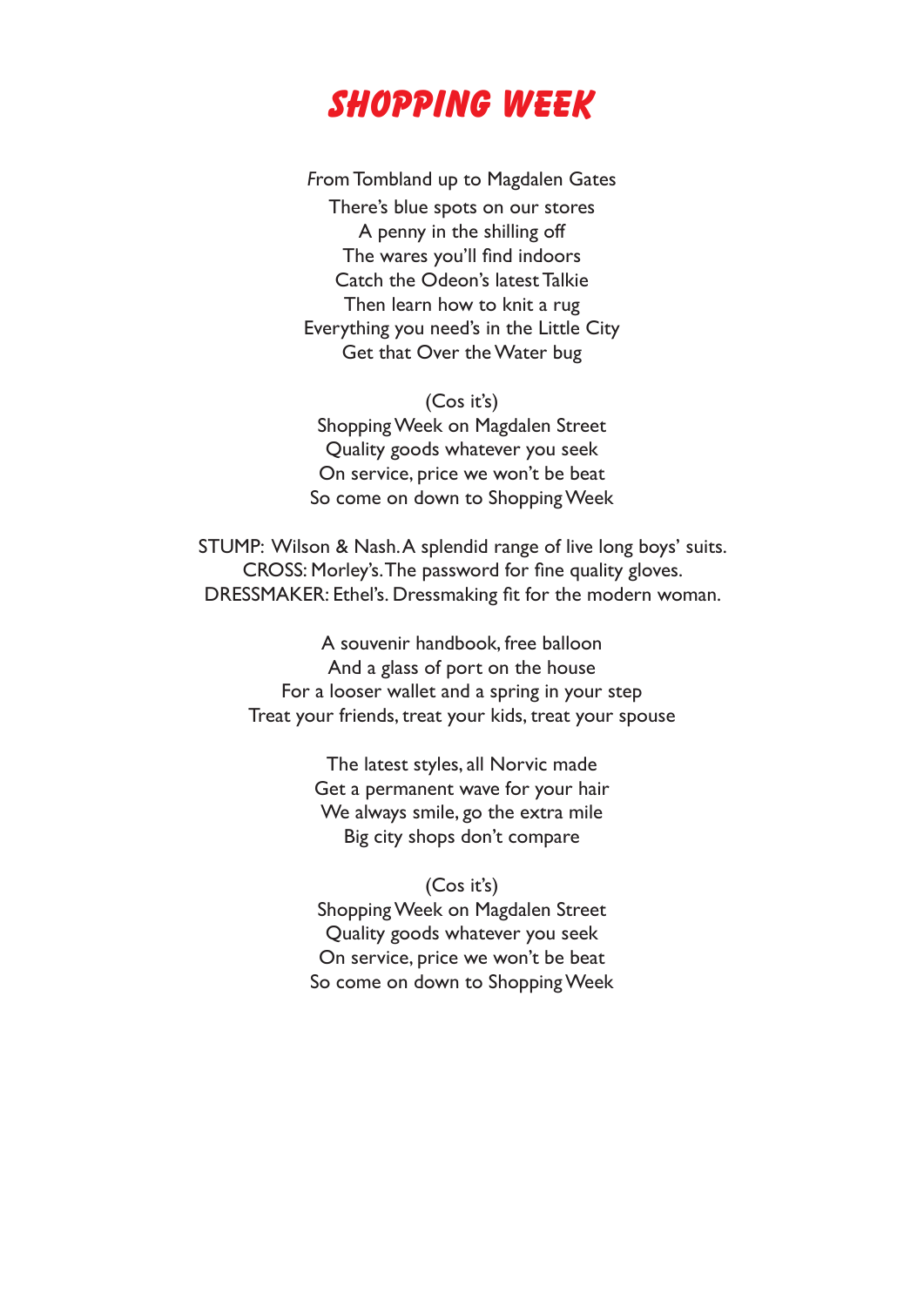# SHOPPING WEEK

From Tombland up to Magdalen Gates
There's blue spots on our stores
A penny in the shilling off
The wares you'll find indoors
Catch the Odeon's latest Talkie
Then learn how to knit a rug
Everything you need's in the Little City
Get that Over the Water bug

(Cos it's)
Shopping Week on Magdalen Street
Quality goods whatever you seek
On service, price we won't be beat
So come on down to Shopping Week

STUMP: Wilson & Nash. A splendid range of live long boys' suits.
CROSS: Morley's. The password for fine quality gloves.
DRESSMAKER: Ethel's. Dressmaking fit for the modern woman.

A souvenir handbook, free balloon
And a glass of port on the house
For a looser wallet and a spring in your step
Treat your friends, treat your kids, treat your spouse

The latest styles, all Norvic made
Get a permanent wave for your hair
We always smile, go the extra mile
Big city shops don't compare

(Cos it's)
Shopping Week on Magdalen Street
Quality goods whatever you seek
On service, price we won't be beat
So come on down to Shopping Week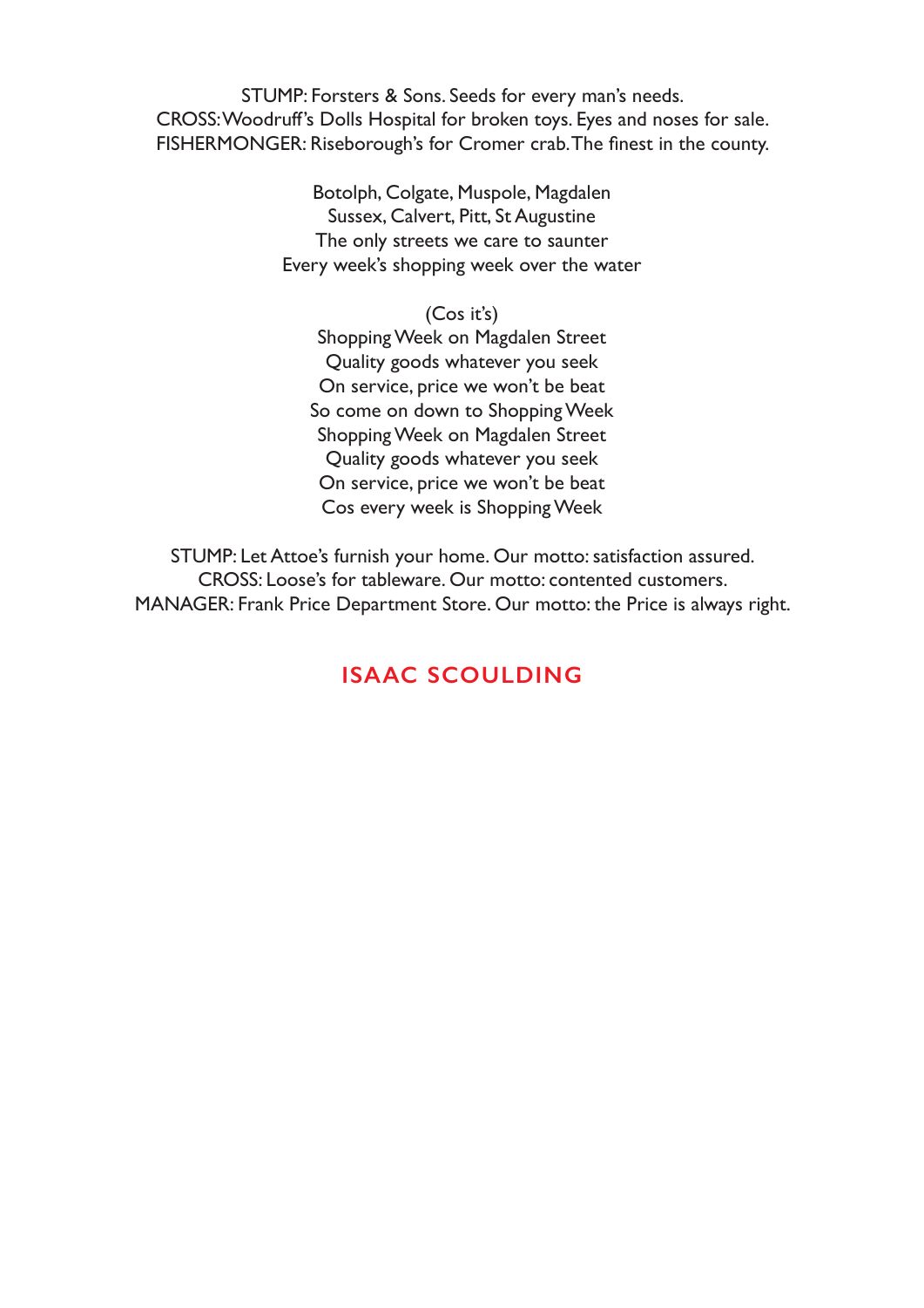STUMP: Forsters & Sons. Seeds for every man's needs.
CROSS: Woodruff's Dolls Hospital for broken toys. Eyes and noses for sale.
FISHERMONGER: Riseborough's for Cromer crab. The finest in the county.

Botolph, Colgate, Muspole, Magdalen
Sussex, Calvert, Pitt, St Augustine
The only streets we care to saunter
Every week's shopping week over the water

(Cos it's)
Shopping Week on Magdalen Street
Quality goods whatever you seek
On service, price we won't be beat
So come on down to Shopping Week
Shopping Week on Magdalen Street
Quality goods whatever you seek
On service, price we won't be beat
Cos every week is Shopping Week

STUMP: Let Attoe's furnish your home. Our motto: satisfaction assured.
CROSS: Loose's for tableware. Our motto: contented customers.
MANAGER: Frank Price Department Store. Our motto: the Price is always right.

## ISAAC SCOULDING